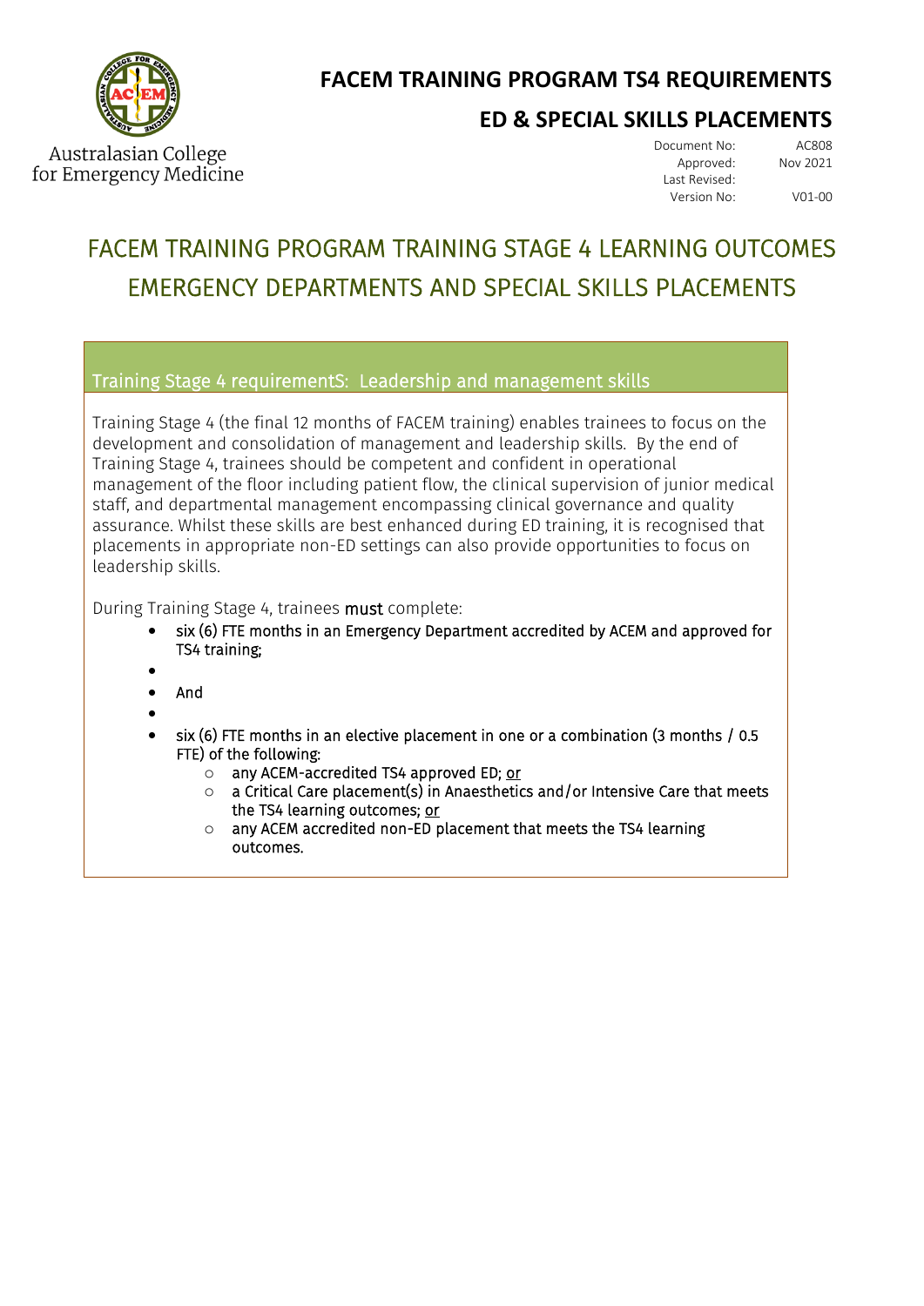Australasian College for Emergency Medicine

# FACEM TRAINING PROGRAM TS4 REQUIREMENTS

## ED & SPECIAL SKILLS PLACEMENTS

| | |
|---|---|
| Document No: | AC808 |
| Approved: | Nov 2021 |
| Last Revised: | |
| Version No: | V01-00 |

# FACEM TRAINING PROGRAM TRAINING STAGE 4 LEARNING OUTCOMES EMERGENCY DEPARTMENTS AND SPECIAL SKILLS PLACEMENTS

### Training Stage 4 requirementS: Leadership and management skills

Training Stage 4 (the final 12 months of FACEM training) enables trainees to focus on the development and consolidation of management and leadership skills. By the end of Training Stage 4, trainees should be competent and confident in operational management of the floor including patient flow, the clinical supervision of junior medical staff, and departmental management encompassing clinical governance and quality assurance. Whilst these skills are best enhanced during ED training, it is recognised that placements in appropriate non-ED settings can also provide opportunities to focus on leadership skills.

During Training Stage 4, trainees **must** complete:

- six (6) FTE months in an Emergency Department accredited by ACEM and approved for TS4 training;
- 
- And
- 
- six (6) FTE months in an elective placement in one or a combination (3 months / 0.5 FTE) of the following:
  - any ACEM-accredited TS4 approved ED; or
  - a Critical Care placement(s) in Anaesthetics and/or Intensive Care that meets the TS4 learning outcomes; or
  - any ACEM accredited non-ED placement that meets the TS4 learning outcomes.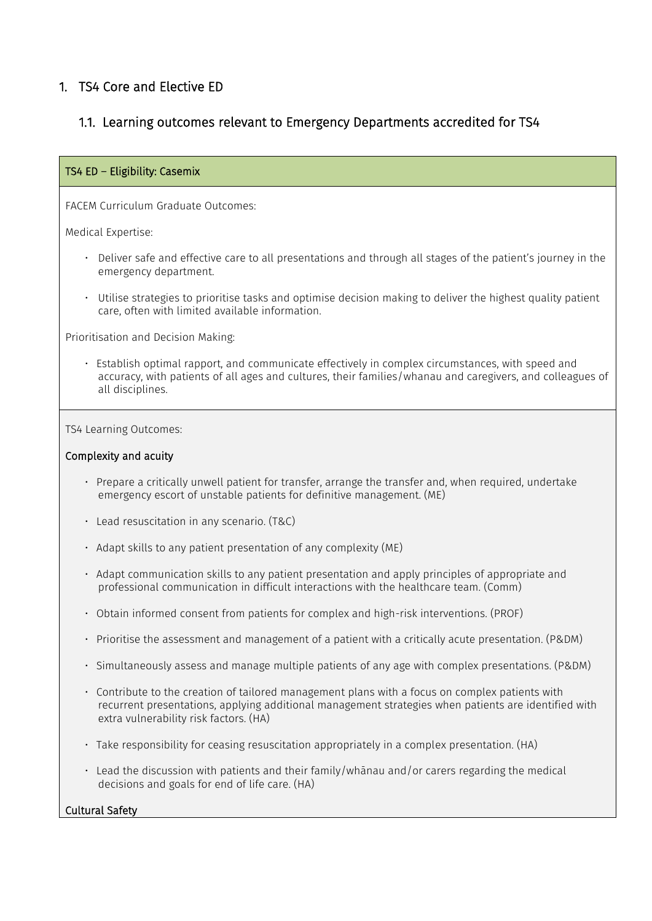# 1. TS4 Core and Elective ED

## 1.1. Learning outcomes relevant to Emergency Departments accredited for TS4

### TS4 ED – Eligibility: Casemix

FACEM Curriculum Graduate Outcomes:

Medical Expertise:

- Deliver safe and effective care to all presentations and through all stages of the patient's journey in the emergency department.
- Utilise strategies to prioritise tasks and optimise decision making to deliver the highest quality patient care, often with limited available information.

Prioritisation and Decision Making:

- Establish optimal rapport, and communicate effectively in complex circumstances, with speed and accuracy, with patients of all ages and cultures, their families/whanau and caregivers, and colleagues of all disciplines.

TS4 Learning Outcomes:

**Complexity and acuity**

- Prepare a critically unwell patient for transfer, arrange the transfer and, when required, undertake emergency escort of unstable patients for definitive management. (ME)
- Lead resuscitation in any scenario. (T&C)
- Adapt skills to any patient presentation of any complexity (ME)
- Adapt communication skills to any patient presentation and apply principles of appropriate and professional communication in difficult interactions with the healthcare team. (Comm)
- Obtain informed consent from patients for complex and high-risk interventions. (PROF)
- Prioritise the assessment and management of a patient with a critically acute presentation. (P&DM)
- Simultaneously assess and manage multiple patients of any age with complex presentations. (P&DM)
- Contribute to the creation of tailored management plans with a focus on complex patients with recurrent presentations, applying additional management strategies when patients are identified with extra vulnerability risk factors. (HA)
- Take responsibility for ceasing resuscitation appropriately in a complex presentation. (HA)
- Lead the discussion with patients and their family/whānau and/or carers regarding the medical decisions and goals for end of life care. (HA)

**Cultural Safety**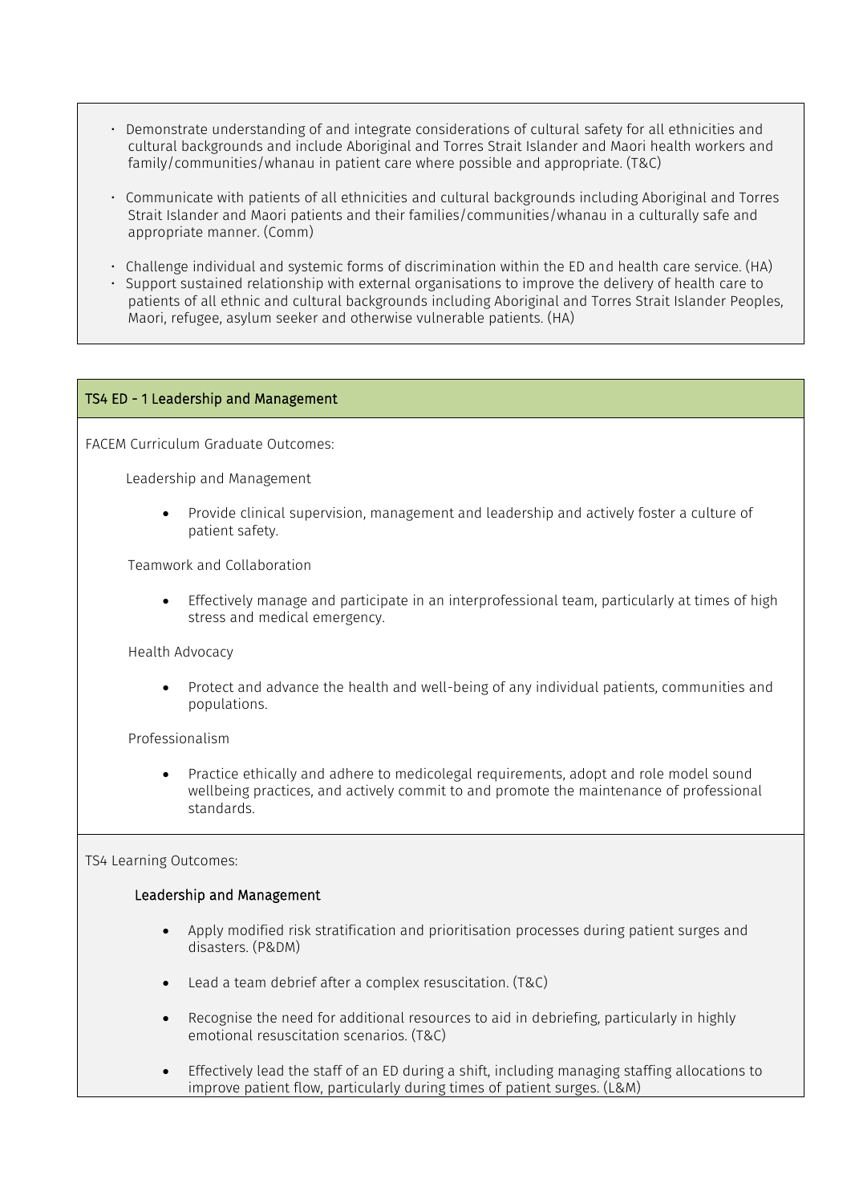- Demonstrate understanding of and integrate considerations of cultural safety for all ethnicities and cultural backgrounds and include Aboriginal and Torres Strait Islander and Maori health workers and family/communities/whanau in patient care where possible and appropriate. (T&C)
- Communicate with patients of all ethnicities and cultural backgrounds including Aboriginal and Torres Strait Islander and Maori patients and their families/communities/whanau in a culturally safe and appropriate manner. (Comm)
- Challenge individual and systemic forms of discrimination within the ED and health care service. (HA)
- Support sustained relationship with external organisations to improve the delivery of health care to patients of all ethnic and cultural backgrounds including Aboriginal and Torres Strait Islander Peoples, Maori, refugee, asylum seeker and otherwise vulnerable patients. (HA)

## TS4 ED - 1 Leadership and Management

FACEM Curriculum Graduate Outcomes:

Leadership and Management

- Provide clinical supervision, management and leadership and actively foster a culture of patient safety.

Teamwork and Collaboration

- Effectively manage and participate in an interprofessional team, particularly at times of high stress and medical emergency.

Health Advocacy

- Protect and advance the health and well-being of any individual patients, communities and populations.

Professionalism

- Practice ethically and adhere to medicolegal requirements, adopt and role model sound wellbeing practices, and actively commit to and promote the maintenance of professional standards.

TS4 Learning Outcomes:

### Leadership and Management

- Apply modified risk stratification and prioritisation processes during patient surges and disasters. (P&DM)
- Lead a team debrief after a complex resuscitation. (T&C)
- Recognise the need for additional resources to aid in debriefing, particularly in highly emotional resuscitation scenarios. (T&C)
- Effectively lead the staff of an ED during a shift, including managing staffing allocations to improve patient flow, particularly during times of patient surges. (L&M)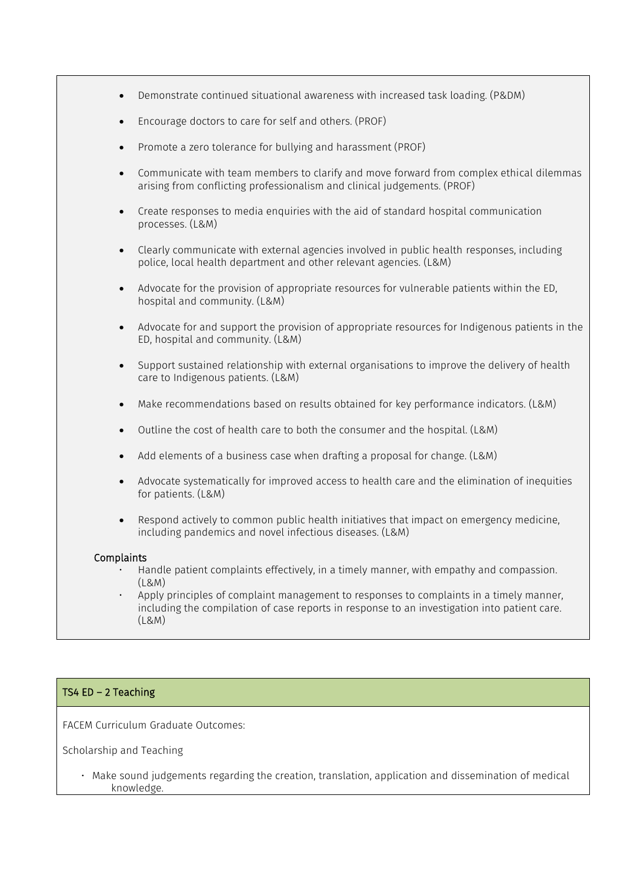- Demonstrate continued situational awareness with increased task loading. (P&DM)
- Encourage doctors to care for self and others. (PROF)
- Promote a zero tolerance for bullying and harassment (PROF)
- Communicate with team members to clarify and move forward from complex ethical dilemmas arising from conflicting professionalism and clinical judgements. (PROF)
- Create responses to media enquiries with the aid of standard hospital communication processes. (L&M)
- Clearly communicate with external agencies involved in public health responses, including police, local health department and other relevant agencies. (L&M)
- Advocate for the provision of appropriate resources for vulnerable patients within the ED, hospital and community. (L&M)
- Advocate for and support the provision of appropriate resources for Indigenous patients in the ED, hospital and community. (L&M)
- Support sustained relationship with external organisations to improve the delivery of health care to Indigenous patients. (L&M)
- Make recommendations based on results obtained for key performance indicators. (L&M)
- Outline the cost of health care to both the consumer and the hospital. (L&M)
- Add elements of a business case when drafting a proposal for change. (L&M)
- Advocate systematically for improved access to health care and the elimination of inequities for patients. (L&M)
- Respond actively to common public health initiatives that impact on emergency medicine, including pandemics and novel infectious diseases. (L&M)

Complaints

- Handle patient complaints effectively, in a timely manner, with empathy and compassion. (L&M)
- Apply principles of complaint management to responses to complaints in a timely manner, including the compilation of case reports in response to an investigation into patient care. (L&M)

## TS4 ED – 2 Teaching

FACEM Curriculum Graduate Outcomes:

Scholarship and Teaching

- Make sound judgements regarding the creation, translation, application and dissemination of medical knowledge.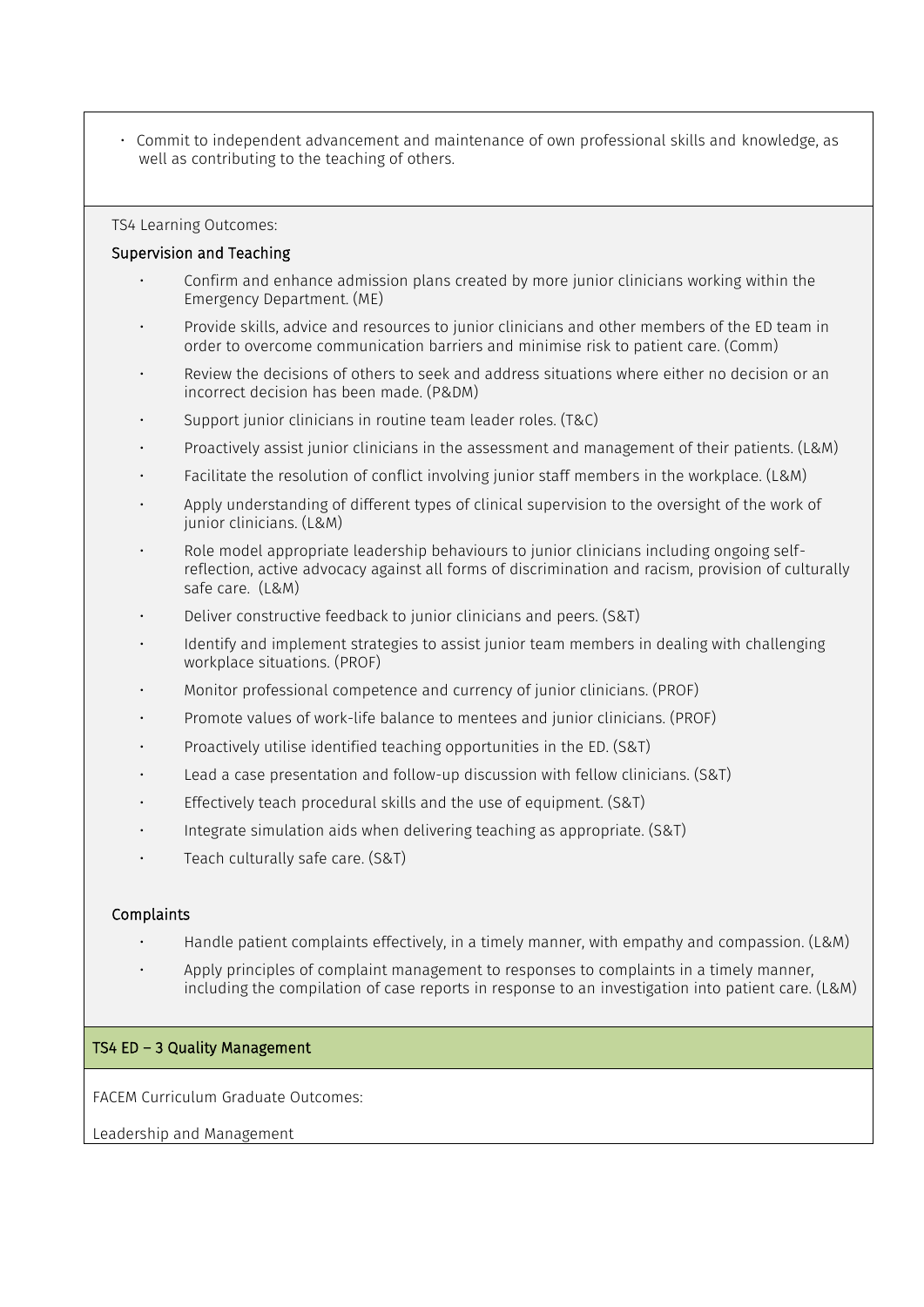- Commit to independent advancement and maintenance of own professional skills and knowledge, as well as contributing to the teaching of others.

TS4 Learning Outcomes:

**Supervision and Teaching**

- Confirm and enhance admission plans created by more junior clinicians working within the Emergency Department. (ME)
- Provide skills, advice and resources to junior clinicians and other members of the ED team in order to overcome communication barriers and minimise risk to patient care. (Comm)
- Review the decisions of others to seek and address situations where either no decision or an incorrect decision has been made. (P&DM)
- Support junior clinicians in routine team leader roles. (T&C)
- Proactively assist junior clinicians in the assessment and management of their patients. (L&M)
- Facilitate the resolution of conflict involving junior staff members in the workplace. (L&M)
- Apply understanding of different types of clinical supervision to the oversight of the work of junior clinicians. (L&M)
- Role model appropriate leadership behaviours to junior clinicians including ongoing self-reflection, active advocacy against all forms of discrimination and racism, provision of culturally safe care. (L&M)
- Deliver constructive feedback to junior clinicians and peers. (S&T)
- Identify and implement strategies to assist junior team members in dealing with challenging workplace situations. (PROF)
- Monitor professional competence and currency of junior clinicians. (PROF)
- Promote values of work-life balance to mentees and junior clinicians. (PROF)
- Proactively utilise identified teaching opportunities in the ED. (S&T)
- Lead a case presentation and follow-up discussion with fellow clinicians. (S&T)
- Effectively teach procedural skills and the use of equipment. (S&T)
- Integrate simulation aids when delivering teaching as appropriate. (S&T)
- Teach culturally safe care. (S&T)

**Complaints**

- Handle patient complaints effectively, in a timely manner, with empathy and compassion. (L&M)
- Apply principles of complaint management to responses to complaints in a timely manner, including the compilation of case reports in response to an investigation into patient care. (L&M)

## TS4 ED – 3 Quality Management

FACEM Curriculum Graduate Outcomes:

Leadership and Management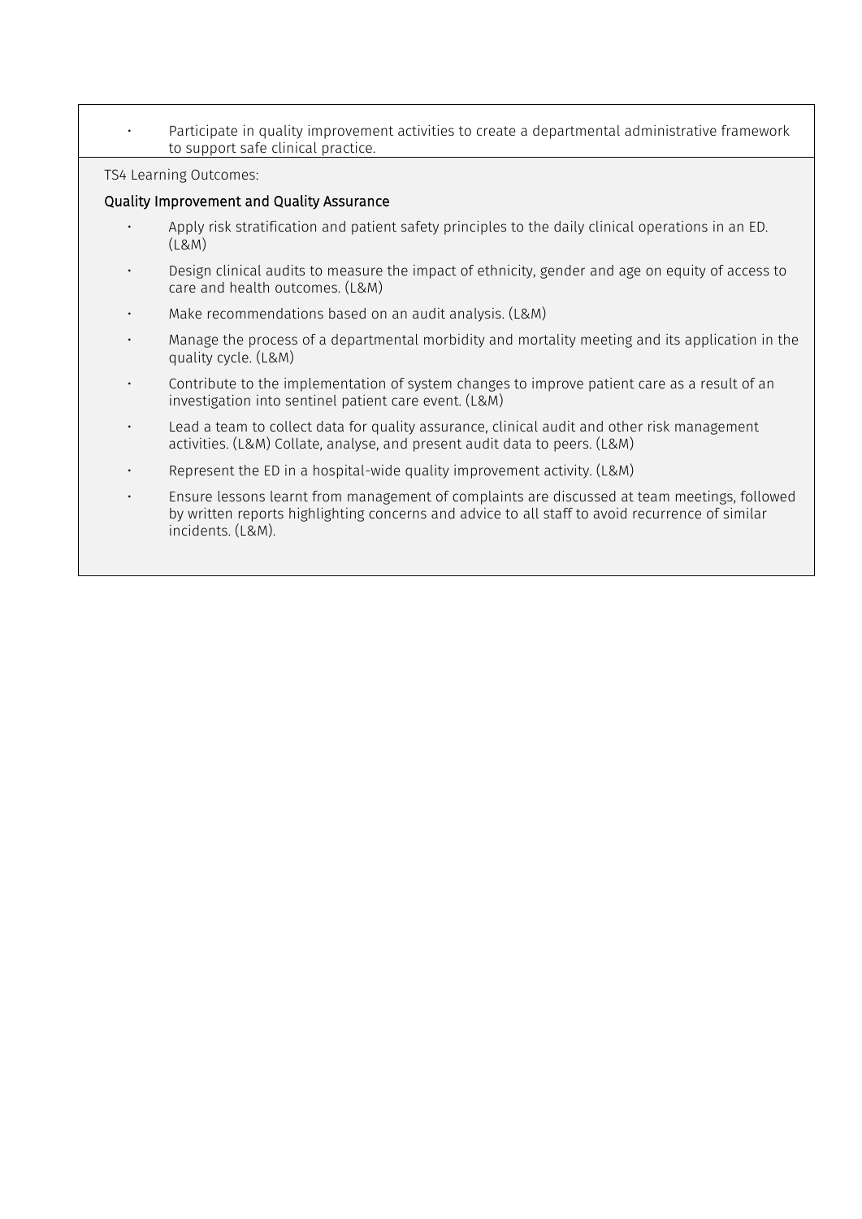- Participate in quality improvement activities to create a departmental administrative framework to support safe clinical practice.

TS4 Learning Outcomes:

### Quality Improvement and Quality Assurance

- Apply risk stratification and patient safety principles to the daily clinical operations in an ED. (L&M)
- Design clinical audits to measure the impact of ethnicity, gender and age on equity of access to care and health outcomes. (L&M)
- Make recommendations based on an audit analysis. (L&M)
- Manage the process of a departmental morbidity and mortality meeting and its application in the quality cycle. (L&M)
- Contribute to the implementation of system changes to improve patient care as a result of an investigation into sentinel patient care event. (L&M)
- Lead a team to collect data for quality assurance, clinical audit and other risk management activities. (L&M) Collate, analyse, and present audit data to peers. (L&M)
- Represent the ED in a hospital-wide quality improvement activity. (L&M)
- Ensure lessons learnt from management of complaints are discussed at team meetings, followed by written reports highlighting concerns and advice to all staff to avoid recurrence of similar incidents. (L&M).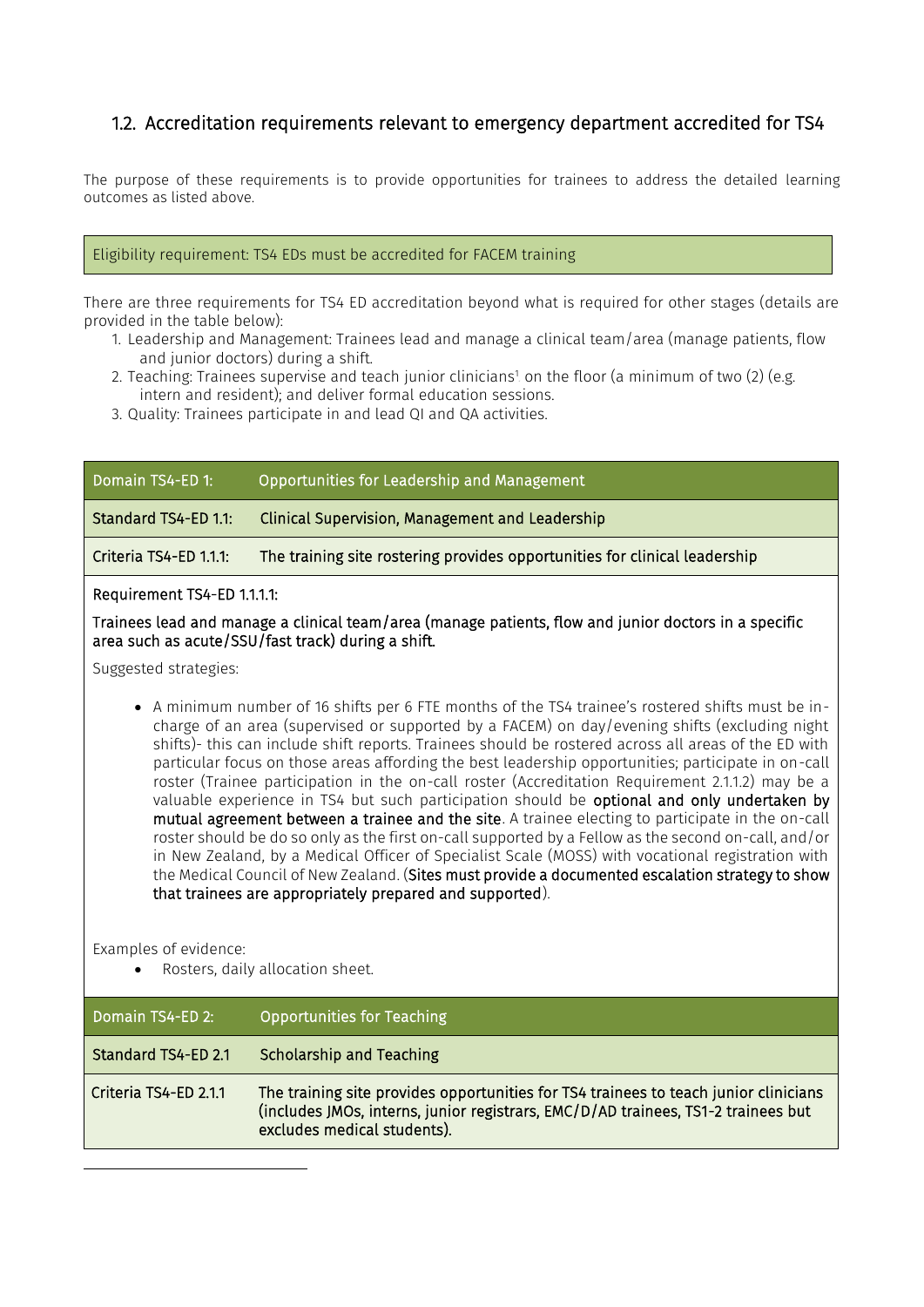## 1.2. Accreditation requirements relevant to emergency department accredited for TS4

The purpose of these requirements is to provide opportunities for trainees to address the detailed learning outcomes as listed above.

| Eligibility requirement: TS4 EDs must be accredited for FACEM training |
|---|

There are three requirements for TS4 ED accreditation beyond what is required for other stages (details are provided in the table below):

1. Leadership and Management: Trainees lead and manage a clinical team/area (manage patients, flow and junior doctors) during a shift.
2. Teaching: Trainees supervise and teach junior clinicians[1] on the floor (a minimum of two (2) (e.g. intern and resident); and deliver formal education sessions.
3. Quality: Trainees participate in and lead QI and QA activities.

| Domain TS4-ED 1: | Opportunities for Leadership and Management |
|---|---|
| Standard TS4-ED 1.1: | Clinical Supervision, Management and Leadership |
| Criteria TS4-ED 1.1.1: | The training site rostering provides opportunities for clinical leadership |

Requirement TS4-ED 1.1.1.1:

Trainees lead and manage a clinical team/area (manage patients, flow and junior doctors in a specific area such as acute/SSU/fast track) during a shift.

Suggested strategies:

- A minimum number of 16 shifts per 6 FTE months of the TS4 trainee's rostered shifts must be in-charge of an area (supervised or supported by a FACEM) on day/evening shifts (excluding night shifts)- this can include shift reports. Trainees should be rostered across all areas of the ED with particular focus on those areas affording the best leadership opportunities; participate in on-call roster (Trainee participation in the on-call roster (Accreditation Requirement 2.1.1.2) may be a valuable experience in TS4 but such participation should be **optional and only undertaken by mutual agreement between a trainee and the site**. A trainee electing to participate in the on-call roster should be do so only as the first on-call supported by a Fellow as the second on-call, and/or in New Zealand, by a Medical Officer of Specialist Scale (MOSS) with vocational registration with the Medical Council of New Zealand. (**Sites must provide a documented escalation strategy to show that trainees are appropriately prepared and supported**).

Examples of evidence:

- Rosters, daily allocation sheet.

| Domain TS4-ED 2: | Opportunities for Teaching |
|---|---|
| Standard TS4-ED 2.1 | Scholarship and Teaching |
| Criteria TS4-ED 2.1.1 | The training site provides opportunities for TS4 trainees to teach junior clinicians (includes JMOs, interns, junior registrars, EMC/D/AD trainees, TS1-2 trainees but excludes medical students). |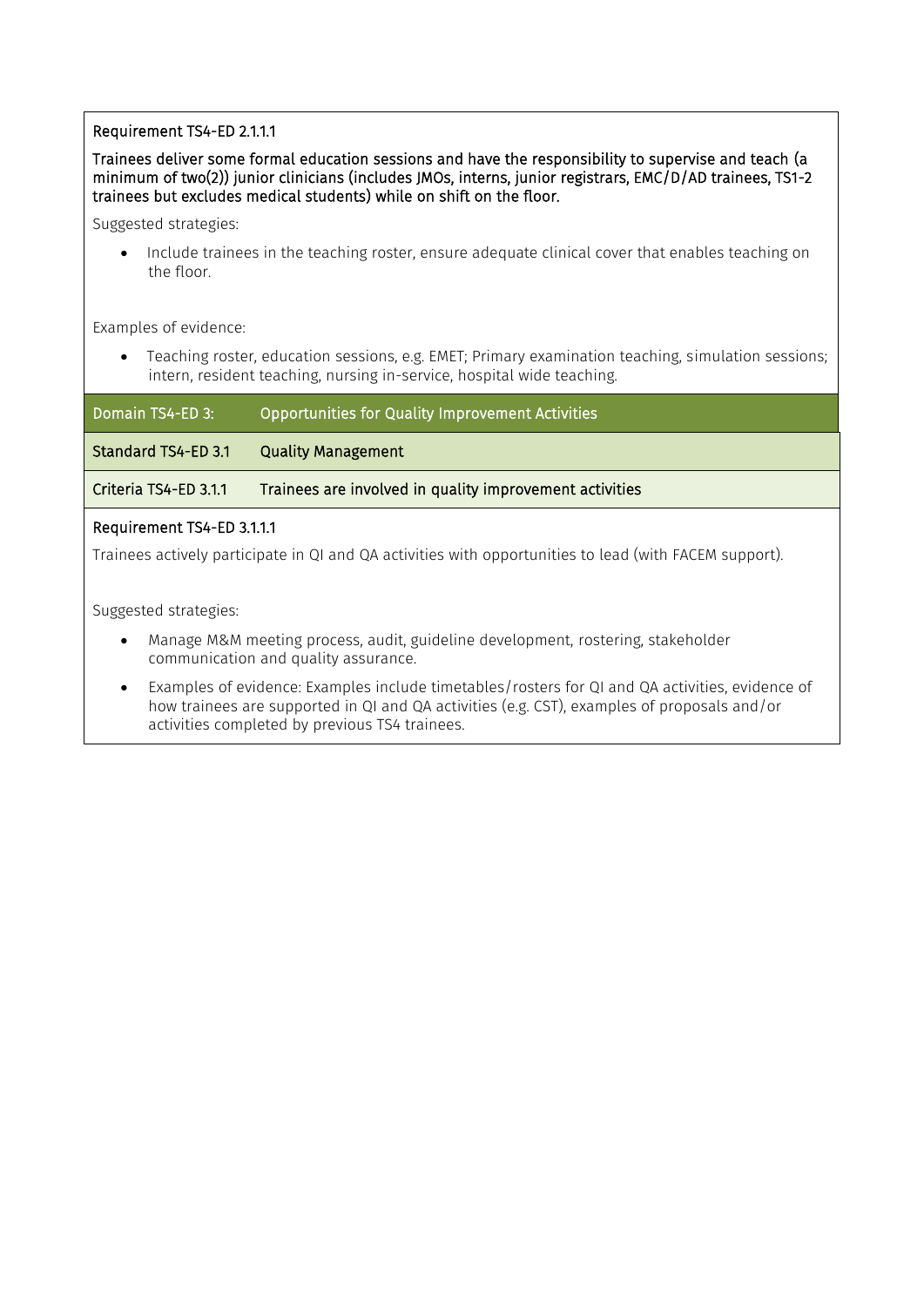**Requirement TS4-ED 2.1.1.1**

**Trainees deliver some formal education sessions and have the responsibility to supervise and teach (a minimum of two(2)) junior clinicians (includes JMOs, interns, junior registrars, EMC/D/AD trainees, TS1-2 trainees but excludes medical students) while on shift on the floor.**

Suggested strategies:

- Include trainees in the teaching roster, ensure adequate clinical cover that enables teaching on the floor.

Examples of evidence:

- Teaching roster, education sessions, e.g. EMET; Primary examination teaching, simulation sessions; intern, resident teaching, nursing in-service, hospital wide teaching.

| Domain TS4-ED 3: | Opportunities for Quality Improvement Activities |
|---|---|
| Standard TS4-ED 3.1 | Quality Management |
| Criteria TS4-ED 3.1.1 | Trainees are involved in quality improvement activities |

**Requirement TS4-ED 3.1.1.1**

Trainees actively participate in QI and QA activities with opportunities to lead (with FACEM support).

Suggested strategies:

- Manage M&M meeting process, audit, guideline development, rostering, stakeholder communication and quality assurance.
- Examples of evidence: Examples include timetables/rosters for QI and QA activities, evidence of how trainees are supported in QI and QA activities (e.g. CST), examples of proposals and/or activities completed by previous TS4 trainees.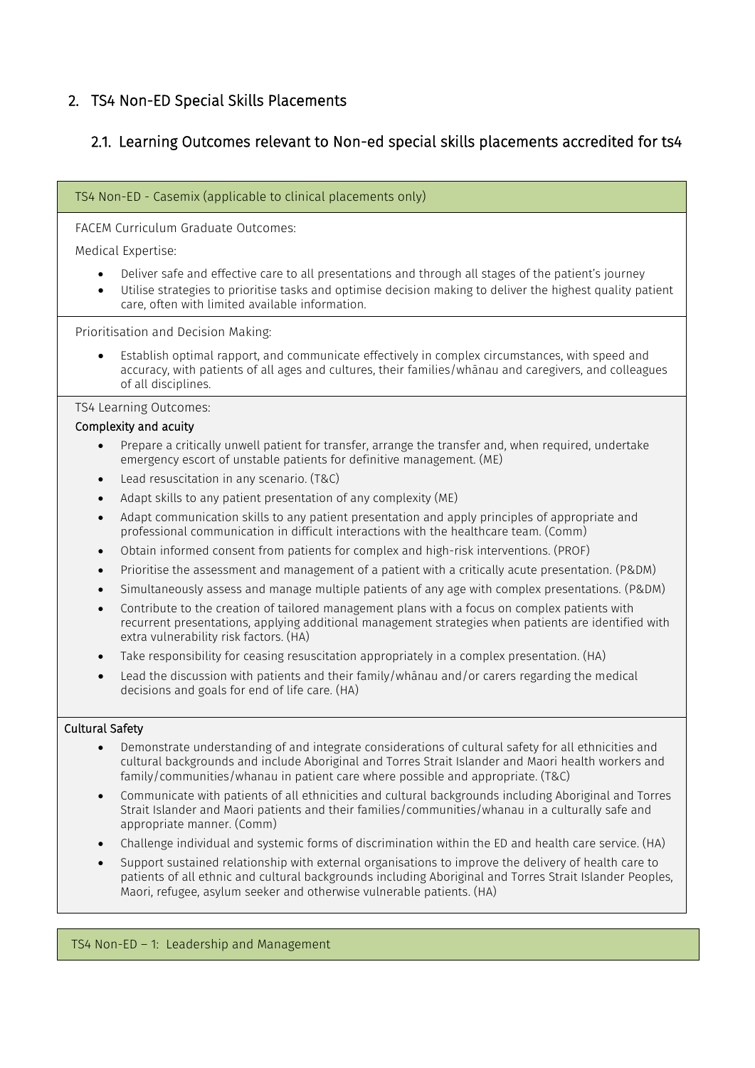## 2. TS4 Non-ED Special Skills Placements

### 2.1. Learning Outcomes relevant to Non-ed special skills placements accredited for ts4

**TS4 Non-ED - Casemix (applicable to clinical placements only)**

FACEM Curriculum Graduate Outcomes:

Medical Expertise:

- Deliver safe and effective care to all presentations and through all stages of the patient's journey
- Utilise strategies to prioritise tasks and optimise decision making to deliver the highest quality patient care, often with limited available information.

Prioritisation and Decision Making:

- Establish optimal rapport, and communicate effectively in complex circumstances, with speed and accuracy, with patients of all ages and cultures, their families/whānau and caregivers, and colleagues of all disciplines.

TS4 Learning Outcomes:

**Complexity and acuity**

- Prepare a critically unwell patient for transfer, arrange the transfer and, when required, undertake emergency escort of unstable patients for definitive management. (ME)
- Lead resuscitation in any scenario. (T&C)
- Adapt skills to any patient presentation of any complexity (ME)
- Adapt communication skills to any patient presentation and apply principles of appropriate and professional communication in difficult interactions with the healthcare team. (Comm)
- Obtain informed consent from patients for complex and high-risk interventions. (PROF)
- Prioritise the assessment and management of a patient with a critically acute presentation. (P&DM)
- Simultaneously assess and manage multiple patients of any age with complex presentations. (P&DM)
- Contribute to the creation of tailored management plans with a focus on complex patients with recurrent presentations, applying additional management strategies when patients are identified with extra vulnerability risk factors. (HA)
- Take responsibility for ceasing resuscitation appropriately in a complex presentation. (HA)
- Lead the discussion with patients and their family/whānau and/or carers regarding the medical decisions and goals for end of life care. (HA)

**Cultural Safety**

- Demonstrate understanding of and integrate considerations of cultural safety for all ethnicities and cultural backgrounds and include Aboriginal and Torres Strait Islander and Maori health workers and family/communities/whanau in patient care where possible and appropriate. (T&C)
- Communicate with patients of all ethnicities and cultural backgrounds including Aboriginal and Torres Strait Islander and Maori patients and their families/communities/whanau in a culturally safe and appropriate manner. (Comm)
- Challenge individual and systemic forms of discrimination within the ED and health care service. (HA)
- Support sustained relationship with external organisations to improve the delivery of health care to patients of all ethnic and cultural backgrounds including Aboriginal and Torres Strait Islander Peoples, Maori, refugee, asylum seeker and otherwise vulnerable patients. (HA)

**TS4 Non-ED – 1: Leadership and Management**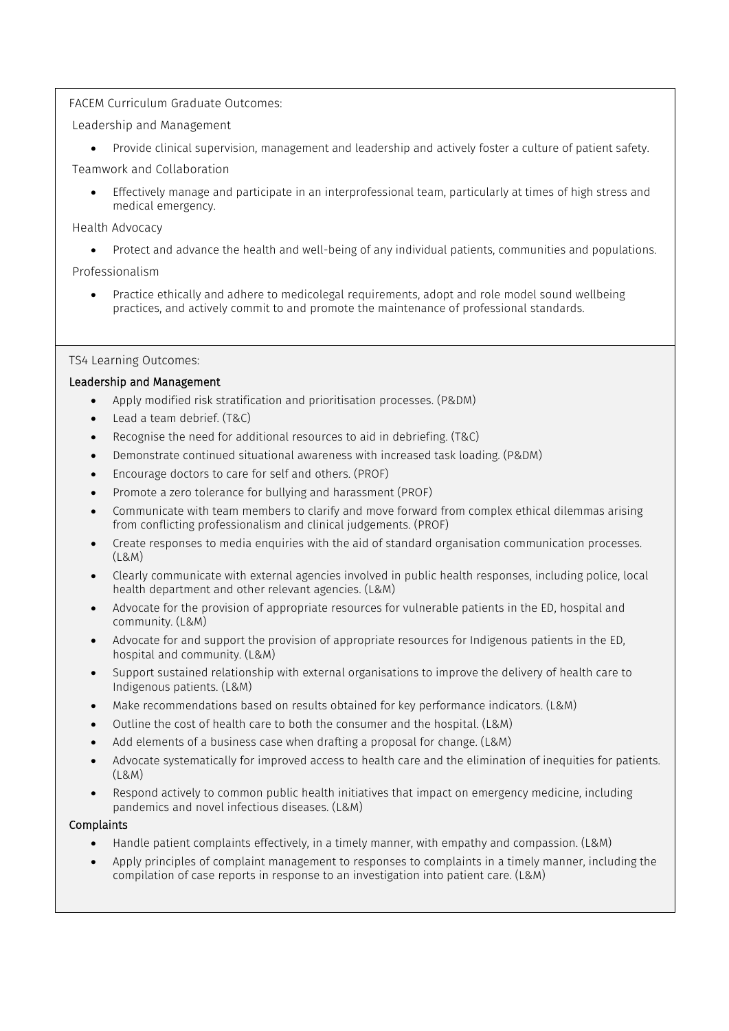FACEM Curriculum Graduate Outcomes:

Leadership and Management

- Provide clinical supervision, management and leadership and actively foster a culture of patient safety.

Teamwork and Collaboration

- Effectively manage and participate in an interprofessional team, particularly at times of high stress and medical emergency.

Health Advocacy

- Protect and advance the health and well-being of any individual patients, communities and populations.

Professionalism

- Practice ethically and adhere to medicolegal requirements, adopt and role model sound wellbeing practices, and actively commit to and promote the maintenance of professional standards.

TS4 Learning Outcomes:

**Leadership and Management**

- Apply modified risk stratification and prioritisation processes. (P&DM)
- Lead a team debrief. (T&C)
- Recognise the need for additional resources to aid in debriefing. (T&C)
- Demonstrate continued situational awareness with increased task loading. (P&DM)
- Encourage doctors to care for self and others. (PROF)
- Promote a zero tolerance for bullying and harassment (PROF)
- Communicate with team members to clarify and move forward from complex ethical dilemmas arising from conflicting professionalism and clinical judgements. (PROF)
- Create responses to media enquiries with the aid of standard organisation communication processes. (L&M)
- Clearly communicate with external agencies involved in public health responses, including police, local health department and other relevant agencies. (L&M)
- Advocate for the provision of appropriate resources for vulnerable patients in the ED, hospital and community. (L&M)
- Advocate for and support the provision of appropriate resources for Indigenous patients in the ED, hospital and community. (L&M)
- Support sustained relationship with external organisations to improve the delivery of health care to Indigenous patients. (L&M)
- Make recommendations based on results obtained for key performance indicators. (L&M)
- Outline the cost of health care to both the consumer and the hospital. (L&M)
- Add elements of a business case when drafting a proposal for change. (L&M)
- Advocate systematically for improved access to health care and the elimination of inequities for patients. (L&M)
- Respond actively to common public health initiatives that impact on emergency medicine, including pandemics and novel infectious diseases. (L&M)

**Complaints**

- Handle patient complaints effectively, in a timely manner, with empathy and compassion. (L&M)
- Apply principles of complaint management to responses to complaints in a timely manner, including the compilation of case reports in response to an investigation into patient care. (L&M)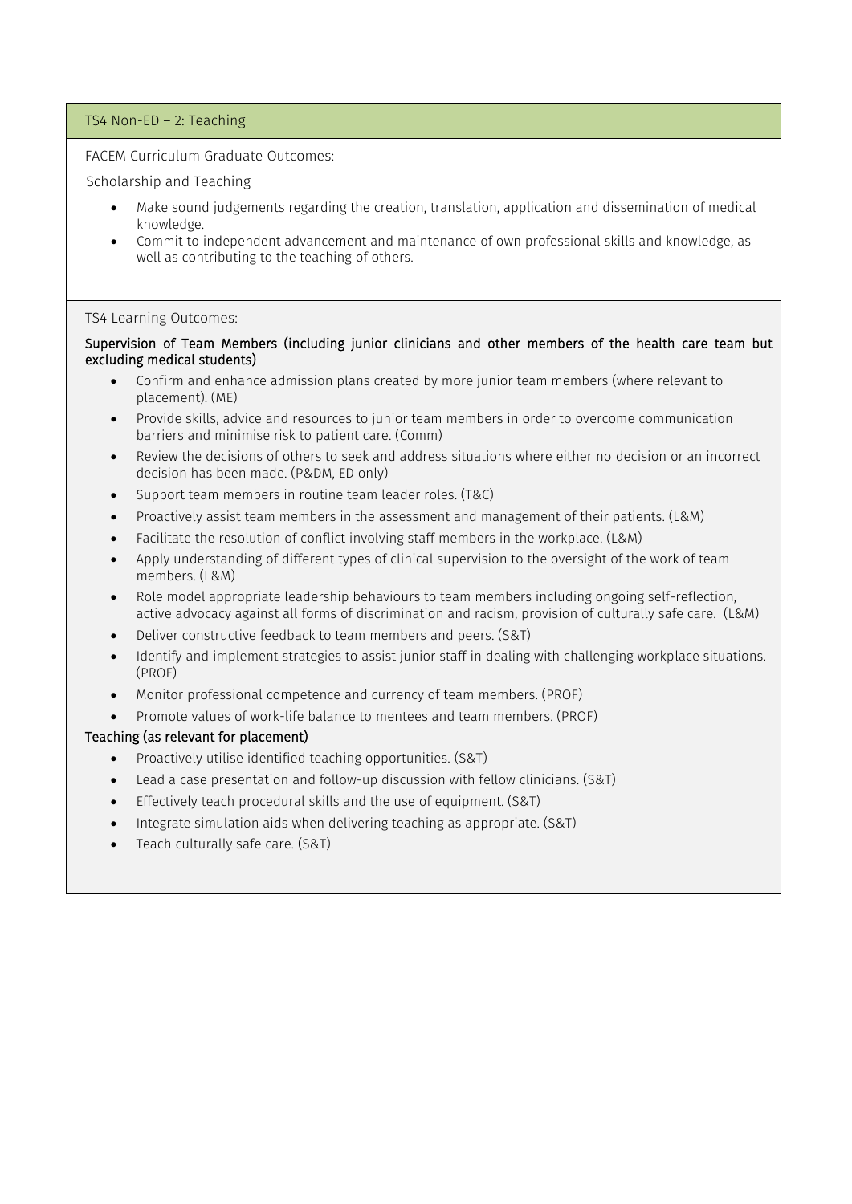## TS4 Non-ED – 2: Teaching

FACEM Curriculum Graduate Outcomes:

Scholarship and Teaching

- Make sound judgements regarding the creation, translation, application and dissemination of medical knowledge.
- Commit to independent advancement and maintenance of own professional skills and knowledge, as well as contributing to the teaching of others.

TS4 Learning Outcomes:

**Supervision of Team Members (including junior clinicians and other members of the health care team but excluding medical students)**

- Confirm and enhance admission plans created by more junior team members (where relevant to placement). (ME)
- Provide skills, advice and resources to junior team members in order to overcome communication barriers and minimise risk to patient care. (Comm)
- Review the decisions of others to seek and address situations where either no decision or an incorrect decision has been made. (P&DM, ED only)
- Support team members in routine team leader roles. (T&C)
- Proactively assist team members in the assessment and management of their patients. (L&M)
- Facilitate the resolution of conflict involving staff members in the workplace. (L&M)
- Apply understanding of different types of clinical supervision to the oversight of the work of team members. (L&M)
- Role model appropriate leadership behaviours to team members including ongoing self-reflection, active advocacy against all forms of discrimination and racism, provision of culturally safe care. (L&M)
- Deliver constructive feedback to team members and peers. (S&T)
- Identify and implement strategies to assist junior staff in dealing with challenging workplace situations. (PROF)
- Monitor professional competence and currency of team members. (PROF)
- Promote values of work-life balance to mentees and team members. (PROF)

**Teaching (as relevant for placement)**

- Proactively utilise identified teaching opportunities. (S&T)
- Lead a case presentation and follow-up discussion with fellow clinicians. (S&T)
- Effectively teach procedural skills and the use of equipment. (S&T)
- Integrate simulation aids when delivering teaching as appropriate. (S&T)
- Teach culturally safe care. (S&T)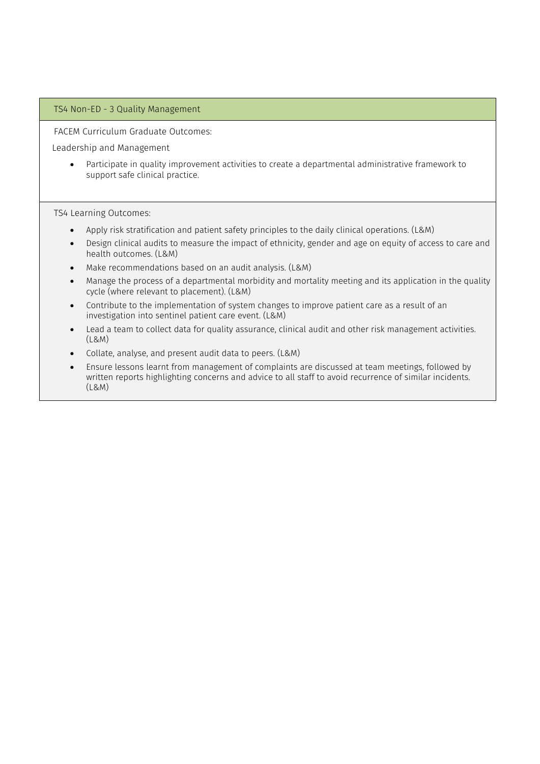## TS4 Non-ED - 3 Quality Management

FACEM Curriculum Graduate Outcomes:

Leadership and Management

- Participate in quality improvement activities to create a departmental administrative framework to support safe clinical practice.

TS4 Learning Outcomes:

- Apply risk stratification and patient safety principles to the daily clinical operations. (L&M)
- Design clinical audits to measure the impact of ethnicity, gender and age on equity of access to care and health outcomes. (L&M)
- Make recommendations based on an audit analysis. (L&M)
- Manage the process of a departmental morbidity and mortality meeting and its application in the quality cycle (where relevant to placement). (L&M)
- Contribute to the implementation of system changes to improve patient care as a result of an investigation into sentinel patient care event. (L&M)
- Lead a team to collect data for quality assurance, clinical audit and other risk management activities. (L&M)
- Collate, analyse, and present audit data to peers. (L&M)
- Ensure lessons learnt from management of complaints are discussed at team meetings, followed by written reports highlighting concerns and advice to all staff to avoid recurrence of similar incidents. (L&M)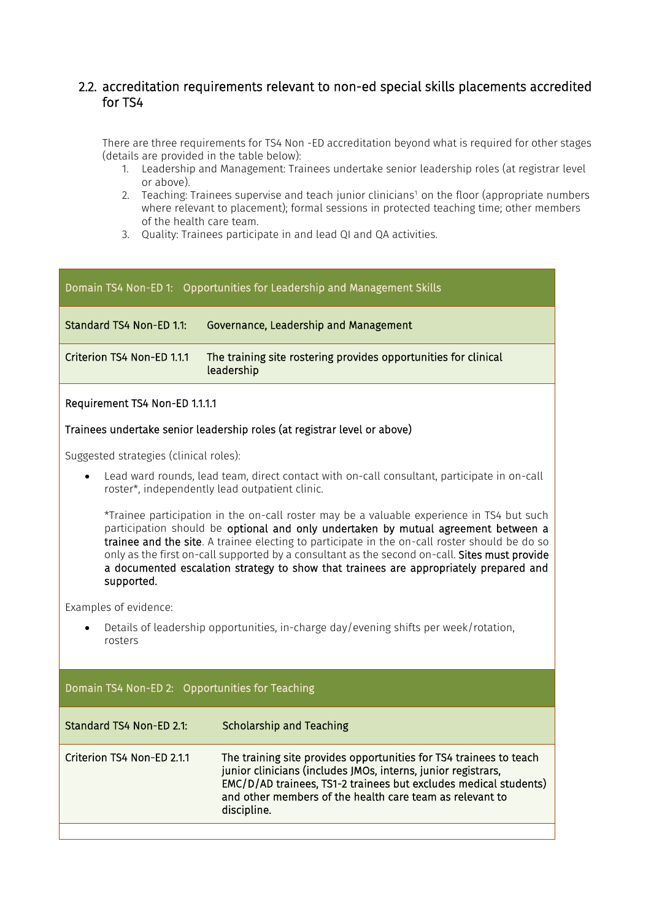## 2.2. accreditation requirements relevant to non-ed special skills placements accredited for TS4

There are three requirements for TS4 Non -ED accreditation beyond what is required for other stages (details are provided in the table below):

1. Leadership and Management: Trainees undertake senior leadership roles (at registrar level or above).
2. Teaching: Trainees supervise and teach junior clinicians[1] on the floor (appropriate numbers where relevant to placement); formal sessions in protected teaching time; other members of the health care team.
3. Quality: Trainees participate in and lead QI and QA activities.

**Domain TS4 Non-ED 1: Opportunities for Leadership and Management Skills**

| Standard TS4 Non-ED 1.1: | Governance, Leadership and Management |
|---|---|
| Criterion TS4 Non-ED 1.1.1 | The training site rostering provides opportunities for clinical leadership |

**Requirement TS4 Non-ED 1.1.1.1**

**Trainees undertake senior leadership roles (at registrar level or above)**

Suggested strategies (clinical roles):

- Lead ward rounds, lead team, direct contact with on-call consultant, participate in on-call roster*, independently lead outpatient clinic.

  *Trainee participation in the on-call roster may be a valuable experience in TS4 but such participation should be **optional and only undertaken by mutual agreement between a trainee and the site**. A trainee electing to participate in the on-call roster should be do so only as the first on-call supported by a consultant as the second on-call. **Sites must provide a documented escalation strategy to show that trainees are appropriately prepared and supported.**

Examples of evidence:

- Details of leadership opportunities, in-charge day/evening shifts per week/rotation, rosters

**Domain TS4 Non-ED 2: Opportunities for Teaching**

| Standard TS4 Non-ED 2.1: | Scholarship and Teaching |
|---|---|
| Criterion TS4 Non-ED 2.1.1 | The training site provides opportunities for TS4 trainees to teach junior clinicians (includes JMOs, interns, junior registrars, EMC/D/AD trainees, TS1-2 trainees but excludes medical students) and other members of the health care team as relevant to discipline. |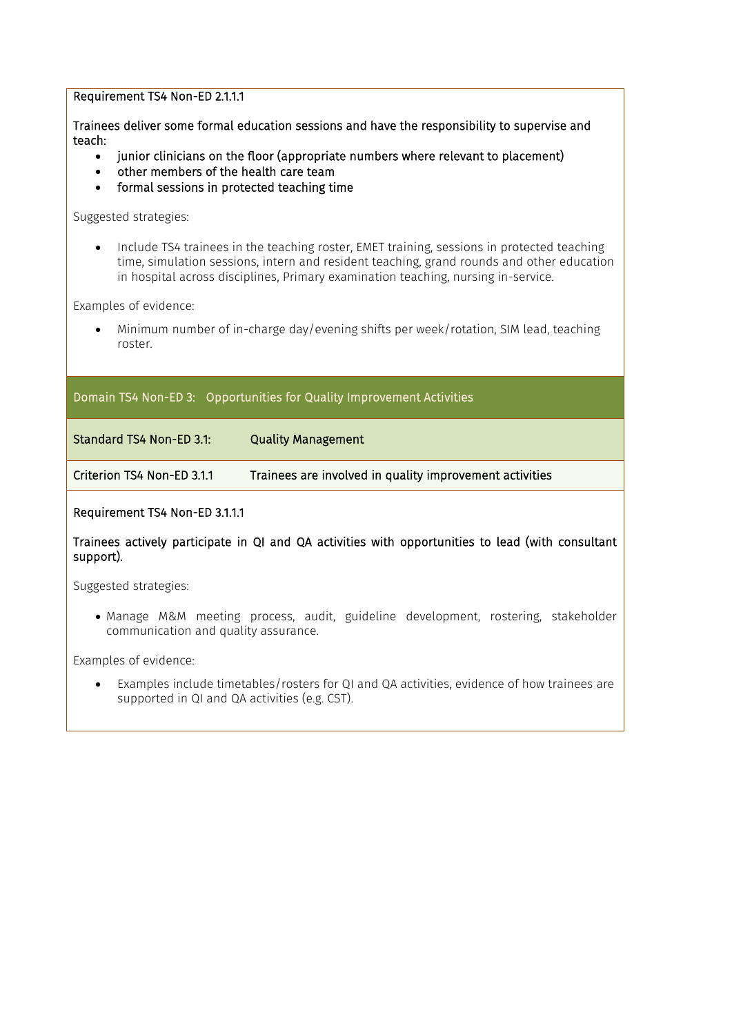**Requirement TS4 Non-ED 2.1.1.1**

**Trainees deliver some formal education sessions and have the responsibility to supervise and teach:**

- **junior clinicians on the floor (appropriate numbers where relevant to placement)**
- **other members of the health care team**
- **formal sessions in protected teaching time**

Suggested strategies:

- Include TS4 trainees in the teaching roster, EMET training, sessions in protected teaching time, simulation sessions, intern and resident teaching, grand rounds and other education in hospital across disciplines, Primary examination teaching, nursing in-service.

Examples of evidence:

- Minimum number of in-charge day/evening shifts per week/rotation, SIM lead, teaching roster.

## Domain TS4 Non-ED 3: Opportunities for Quality Improvement Activities

| | |
|---|---|
| **Standard TS4 Non-ED 3.1:** | **Quality Management** |
| **Criterion TS4 Non-ED 3.1.1** | **Trainees are involved in quality improvement activities** |

**Requirement TS4 Non-ED 3.1.1.1**

**Trainees actively participate in QI and QA activities with opportunities to lead (with consultant support).**

Suggested strategies:

- Manage M&M meeting process, audit, guideline development, rostering, stakeholder communication and quality assurance.

Examples of evidence:

- Examples include timetables/rosters for QI and QA activities, evidence of how trainees are supported in QI and QA activities (e.g. CST).